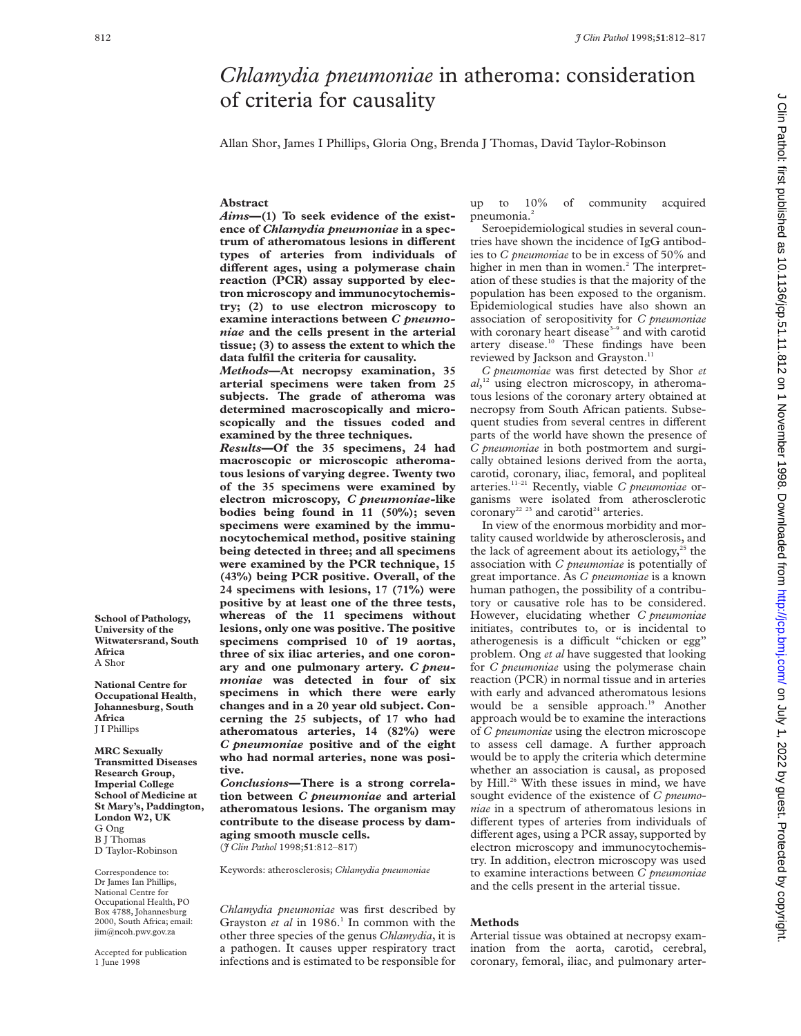# *Chlamydia pneumoniae* in atheroma: consideration of criteria for causality

Allan Shor, James I Phillips, Gloria Ong, Brenda J Thomas, David Taylor-Robinson

## Abstract

***Aims*—(1) To seek evidence of the existence of *C pneumoniae* in a spectrum of atheromatous lesions in different types of arteries from individuals of different ages, using a polymerase chain reaction (PCR) assay supported by electron microscopy and immunocytochemistry; (2) to use electron microscopy to examine interactions between *C pneumoniae* and the cells present in the arterial tissue; (3) to assess the extent to which the data fulfil the criteria for causality.**

***Methods*—At necropsy examination, 35 arterial specimens were taken from 25 subjects. The grade of atheroma was determined macroscopically and microscopically and the tissues coded and examined by the three techniques.**

***Results*—Of the 35 specimens, 24 had macroscopic or microscopic atheromatous lesions of varying degree. Twenty two of the 35 specimens were examined by electron microscopy, *C pneumoniae*-like bodies being found in 11 (50%); seven specimens were examined by the immunocytochemical method, positive staining being detected in three; and all specimens were examined by the PCR technique, 15 (43%) being PCR positive. Overall, of the 24 specimens with lesions, 17 (71%) were positive by at least one of the three tests, whereas of the 11 specimens without lesions, only one was positive. The positive specimens comprised 10 of 19 aortas, three of six iliac arteries, and one coronary and one pulmonary artery. *C pneumoniae* was detected in four of six specimens in which there were early changes and in a 20 year old subject. Concerning the 25 subjects, of 17 who had atheromatous arteries, 14 (82%) were *C pneumoniae* positive and of the eight who had normal arteries, none was positive.**

***Conclusions*—There is a strong correlation between *C pneumoniae* and arterial atheromatous lesions. The organism may contribute to the disease process by damaging smooth muscle cells.**

(*J Clin Pathol* 1998;**51**:812–817)

Keywords: atherosclerosis; *Chlamydia pneumoniae*

**School of Pathology, University of the Witwatersrand, South Africa**
A Shor

**National Centre for Occupational Health, Johannesburg, South Africa**
J I Phillips

**MRC Sexually Transmitted Diseases Research Group, Imperial College School of Medicine at St Mary's, Paddington, London W2, UK**
G Ong
B J Thomas
D Taylor-Robinson

Correspondence to: Dr James Ian Phillips, National Centre for Occupational Health, PO Box 4788, Johannesburg 2000, South Africa; email: jim@ncoh.pwv.gov.za

Accepted for publication 1 June 1998

*Chlamydia pneumoniae* was first described by Grayston *et al* in 1986.[1] In common with the other three species of the genus *Chlamydia*, it is a pathogen. It causes upper respiratory tract infections and is estimated to be responsible for up to 10% of community acquired pneumonia.[2]

Seroepidemiological studies in several countries have shown the incidence of IgG antibodies to *C pneumoniae* to be in excess of 50% and higher in men than in women.[2] The interpretation of these studies is that the majority of the population has been exposed to the organism. Epidemiological studies have also shown an association of seropositivity for *C pneumoniae* with coronary heart disease[3–9] and with carotid artery disease.[10] These findings have been reviewed by Jackson and Grayston.[11]

*C pneumoniae* was first detected by Shor *et al*,[12] using electron microscopy, in atheromatous lesions of the coronary artery obtained at necropsy from South African patients. Subsequent studies from several centres in different parts of the world have shown the presence of *C pneumoniae* in both postmortem and surgically obtained lesions derived from the aorta, carotid, coronary, iliac, femoral, and popliteal arteries.[11–21] Recently, viable *C pneumoniae* organisms were isolated from atherosclerotic coronary[22 23] and carotid[24] arteries.

In view of the enormous morbidity and mortality caused worldwide by atherosclerosis, and the lack of agreement about its aetiology,[25] the association with *C pneumoniae* is potentially of great importance. As *C pneumoniae* is a known human pathogen, the possibility of a contributory or causative role has to be considered. However, elucidating whether *C pneumoniae* initiates, contributes to, or is incidental to atherogenesis is a difficult "chicken or egg" problem. Ong *et al* have suggested that looking for *C pneumoniae* using the polymerase chain reaction (PCR) in normal tissue and in arteries with early and advanced atheromatous lesions would be a sensible approach.[19] Another approach would be to examine the interactions of *C pneumoniae* using the electron microscope to assess cell damage. A further approach would be to apply the criteria which determine whether an association is causal, as proposed by Hill.[26] With these issues in mind, we have sought evidence of the existence of *C pneumoniae* in a spectrum of atheromatous lesions in different types of arteries from individuals of different ages, using a PCR assay, supported by electron microscopy and immunocytochemistry. In addition, electron microscopy was used to examine interactions between *C pneumoniae* and the cells present in the arterial tissue.

## Methods

Arterial tissue was obtained at necropsy examination from the aorta, carotid, cerebral, coronary, femoral, iliac, and pulmonary arter-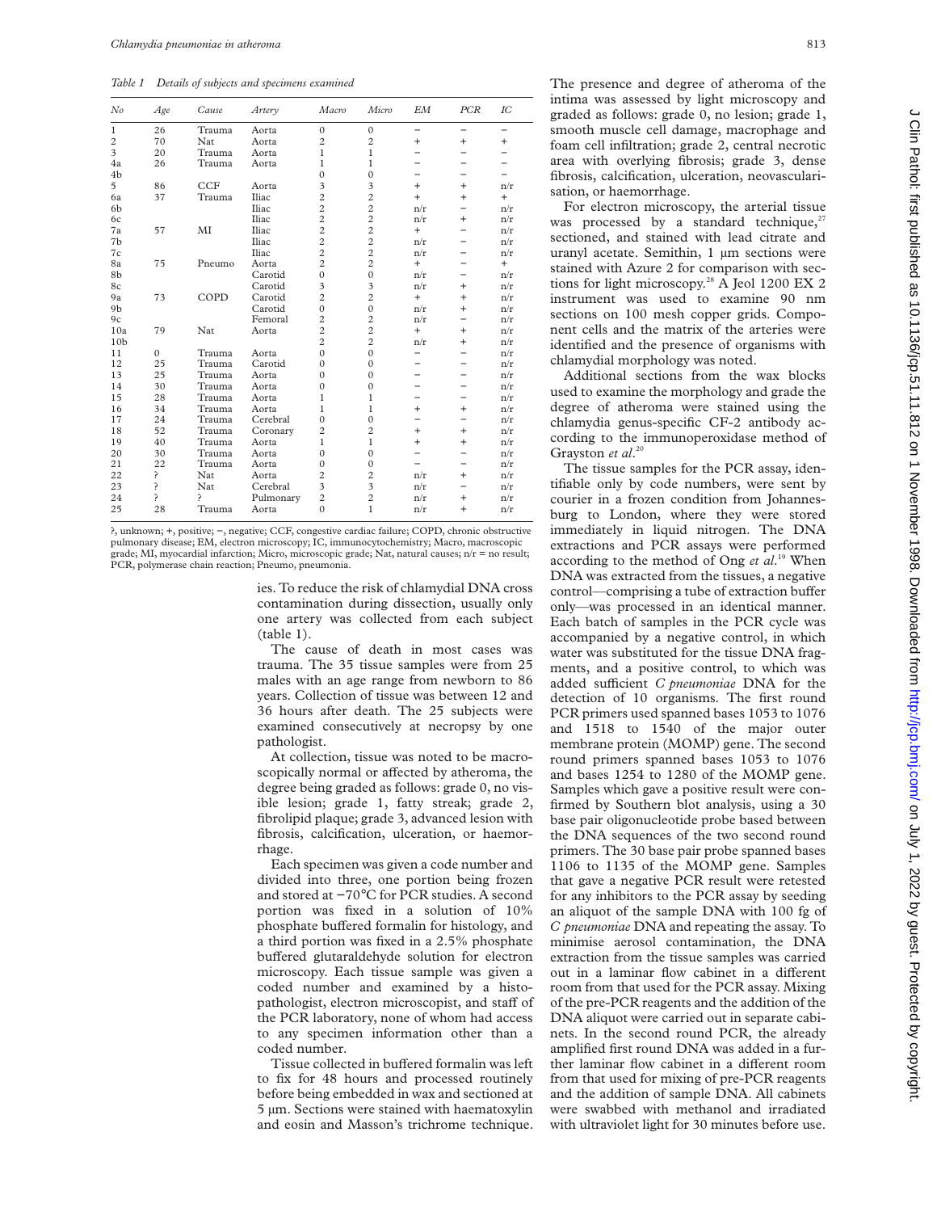*Table 1 Details of subjects and specimens examined*

| No | Age | Cause | Artery | Macro | Micro | EM | PCR | IC |
|---|---|---|---|---|---|---|---|---|
| 1 | 26 | Trauma | Aorta | 0 | 0 | − | − | − |
| 2 | 70 | Nat | Aorta | 2 | 2 | + | + | + |
| 3 | 20 | Trauma | Aorta | 1 | 1 | − | − | − |
| 4a | 26 | Trauma | Aorta | 1 | 1 | − | − | − |
| 4b | | | | 0 | 0 | − | − | − |
| 5 | 86 | CCF | Aorta | 3 | 3 | + | + | n/r |
| 6a | 37 | Trauma | Iliac | 2 | 2 | + | + | + |
| 6b | | | Iliac | 2 | 2 | n/r | − | n/r |
| 6c | | | Iliac | 2 | 2 | n/r | + | n/r |
| 7a | 57 | MI | Iliac | 2 | 2 | + | − | n/r |
| 7b | | | Iliac | 2 | 2 | n/r | − | n/r |
| 7c | | | Iliac | 2 | 2 | n/r | − | n/r |
| 8a | 75 | Pneumo | Aorta | 2 | 2 | + | − | + |
| 8b | | | Carotid | 0 | 0 | n/r | − | n/r |
| 8c | | | Carotid | 3 | 3 | n/r | + | n/r |
| 9a | 73 | COPD | Carotid | 2 | 2 | + | + | n/r |
| 9b | | | Carotid | 0 | 0 | n/r | + | n/r |
| 9c | | | Femoral | 2 | 2 | n/r | − | n/r |
| 10a | 79 | Nat | Aorta | 2 | 2 | + | + | n/r |
| 10b | | | | 2 | 2 | n/r | + | n/r |
| 11 | 0 | Trauma | Aorta | 0 | 0 | − | − | n/r |
| 12 | 25 | Trauma | Carotid | 0 | 0 | − | − | n/r |
| 13 | 25 | Trauma | Aorta | 0 | 0 | − | − | n/r |
| 14 | 30 | Trauma | Aorta | 0 | 0 | − | − | n/r |
| 15 | 28 | Trauma | Aorta | 1 | 1 | − | − | n/r |
| 16 | 34 | Trauma | Aorta | 1 | 1 | + | + | n/r |
| 17 | 24 | Trauma | Cerebral | 0 | 0 | − | − | n/r |
| 18 | 52 | Trauma | Coronary | 2 | 2 | + | + | n/r |
| 19 | 40 | Trauma | Aorta | 1 | 1 | + | + | n/r |
| 20 | 30 | Trauma | Aorta | 0 | 0 | − | − | n/r |
| 21 | 22 | Trauma | Aorta | 0 | 0 | − | − | n/r |
| 22 | ? | Nat | Aorta | 2 | 2 | n/r | + | n/r |
| 23 | ? | Nat | Cerebral | 3 | 3 | n/r | − | n/r |
| 24 | ? | ? | Pulmonary | 2 | 2 | n/r | + | n/r |
| 25 | 28 | Trauma | Aorta | 0 | 1 | n/r | + | n/r |

?, unknown; +, positive; −, negative; CCF, congestive cardiac failure; COPD, chronic obstructive pulmonary disease; EM, electron microscopy; IC, immunocytochemistry; Macro, macroscopic grade; MI, myocardial infarction; Micro, microscopic grade; Nat, natural causes; n/r = no result; PCR, polymerase chain reaction; Pneumo, pneumonia.

ies. To reduce the risk of chlamydial DNA cross contamination during dissection, usually only one artery was collected from each subject (table 1).

The cause of death in most cases was trauma. The 35 tissue samples were from 25 males with an age range from newborn to 86 years. Collection of tissue was between 12 and 36 hours after death. The 25 subjects were examined consecutively at necropsy by one pathologist.

At collection, tissue was noted to be macroscopically normal or affected by atheroma, the degree being graded as follows: grade 0, no visible lesion; grade 1, fatty streak; grade 2, fibrolipid plaque; grade 3, advanced lesion with fibrosis, calcification, ulceration, or haemorrhage.

Each specimen was given a code number and divided into three, one portion being frozen and stored at −70°C for PCR studies. A second portion was fixed in a solution of 10% phosphate buffered formalin for histology, and a third portion was fixed in a 2.5% phosphate buffered glutaraldehyde solution for electron microscopy. Each tissue sample was given a coded number and examined by a histopathologist, electron microscopist, and staff of the PCR laboratory, none of whom had access to any specimen information other than a coded number.

Tissue collected in buffered formalin was left to fix for 48 hours and processed routinely before being embedded in wax and sectioned at 5 µm. Sections were stained with haematoxylin and eosin and Masson's trichrome technique.

The presence and degree of atheroma of the intima was assessed by light microscopy and graded as follows: grade 0, no lesion; grade 1, smooth muscle cell damage, macrophage and foam cell infiltration; grade 2, central necrotic area with overlying fibrosis; grade 3, dense fibrosis, calcification, ulceration, neovascularisation, or haemorrhage.

For electron microscopy, the arterial tissue was processed by a standard technique,[27] sectioned, and stained with lead citrate and uranyl acetate. Semithin, 1 µm sections were stained with Azure 2 for comparison with sections for light microscopy.[28] A Jeol 1200 EX 2 instrument was used to examine 90 nm sections on 100 mesh copper grids. Component cells and the matrix of the arteries were identified and the presence of organisms with chlamydial morphology was noted.

Additional sections from the wax blocks used to examine the morphology and grade the degree of atheroma were stained using the chlamydia genus-specific CF-2 antibody according to the immunoperoxidase method of Grayston *et al*.[20]

The tissue samples for the PCR assay, identifiable only by code numbers, were sent by courier in a frozen condition from Johannesburg to London, where they were stored immediately in liquid nitrogen. The DNA extractions and PCR assays were performed according to the method of Ong *et al*.[19] When DNA was extracted from the tissues, a negative control—comprising a tube of extraction buffer only—was processed in an identical manner. Each batch of samples in the PCR cycle was accompanied by a negative control, in which water was substituted for the tissue DNA fragments, and a positive control, to which was added sufficient *C pneumoniae* DNA for the detection of 10 organisms. The first round PCR primers used spanned bases 1053 to 1076 and 1518 to 1540 of the major outer membrane protein (MOMP) gene. The second round primers spanned bases 1053 to 1076 and bases 1254 to 1280 of the MOMP gene. Samples which gave a positive result were confirmed by Southern blot analysis, using a 30 base pair oligonucleotide probe based between the DNA sequences of the two second round primers. The 30 base pair probe spanned bases 1106 to 1135 of the MOMP gene. Samples that gave a negative PCR result were retested for any inhibitors to the PCR assay by seeding an aliquot of the sample DNA with 100 fg of *C pneumoniae* DNA and repeating the assay. To minimise aerosol contamination, the DNA extraction from the tissue samples was carried out in a laminar flow cabinet in a different room from that used for the PCR assay. Mixing of the pre-PCR reagents and the addition of the DNA aliquot were carried out in separate cabinets. In the second round PCR, the already amplified first round DNA was added in a further laminar flow cabinet in a different room from that used for mixing of pre-PCR reagents and the addition of sample DNA. All cabinets were swabbed with methanol and irradiated with ultraviolet light for 30 minutes before use.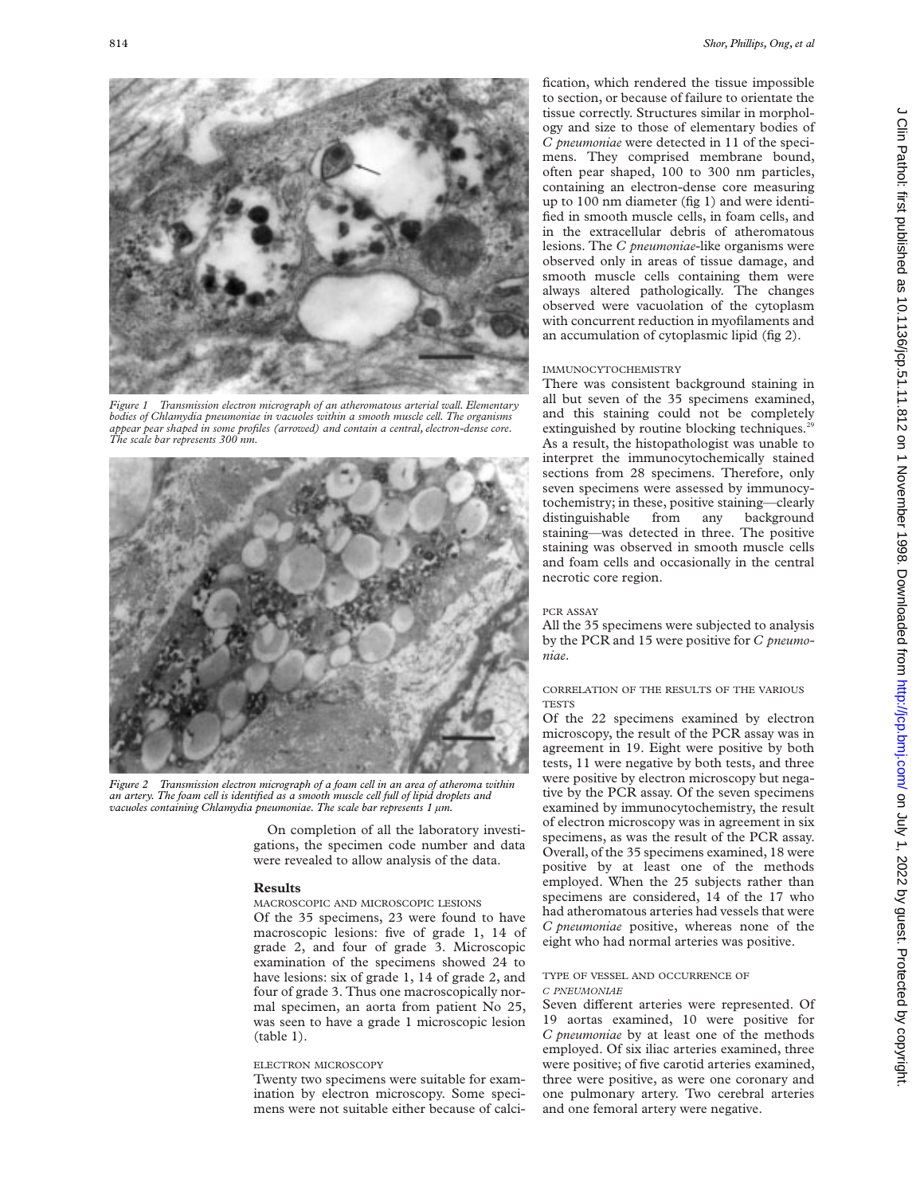*Figure 1 Transmission electron micrograph of an atheromatous arterial wall. Elementary bodies of Chlamydia pneumoniae in vacuoles within a smooth muscle cell. The organisms appear pear shaped in some profiles (arrowed) and contain a central, electron-dense core. The scale bar represents 300 nm.*

*Figure 2 Transmission electron micrograph of a foam cell in an area of atheroma within an artery. The foam cell is identified as a smooth muscle cell full of lipid droplets and vacuoles containing Chlamydia pneumoniae. The scale bar represents 1 µm.*

On completion of all the laboratory investigations, the specimen code number and data were revealed to allow analysis of the data.

## Results

### MACROSCOPIC AND MICROSCOPIC LESIONS

Of the 35 specimens, 23 were found to have macroscopic lesions: five of grade 1, 14 of grade 2, and four of grade 3. Microscopic examination of the specimens showed 24 to have lesions: six of grade 1, 14 of grade 2, and four of grade 3. Thus one macroscopically normal specimen, an aorta from patient No 25, was seen to have a grade 1 microscopic lesion (table 1).

### ELECTRON MICROSCOPY

Twenty two specimens were suitable for examination by electron microscopy. Some specimens were not suitable either because of calcification, which rendered the tissue impossible to section, or because of failure to orientate the tissue correctly. Structures similar in morphology and size to those of elementary bodies of *C pneumoniae* were detected in 11 of the specimens. They comprised membrane bound, often pear shaped, 100 to 300 nm particles, containing an electron-dense core measuring up to 100 nm diameter (fig 1) and were identified in smooth muscle cells, in foam cells, and in the extracellular debris of atheromatous lesions. The *C pneumoniae*-like organisms were observed only in areas of tissue damage, and smooth muscle cells containing them were always altered pathologically. The changes observed were vacuolation of the cytoplasm with concurrent reduction in myofilaments and an accumulation of cytoplasmic lipid (fig 2).

### IMMUNOCYTOCHEMISTRY

There was consistent background staining in all but seven of the 35 specimens examined, and this staining could not be completely extinguished by routine blocking techniques.[29] As a result, the histopathologist was unable to interpret the immunocytochemically stained sections from 28 specimens. Therefore, only seven specimens were assessed by immunocytochemistry; in these, positive staining—clearly distinguishable from any background staining—was detected in three. The positive staining was observed in smooth muscle cells and foam cells and occasionally in the central necrotic core region.

### PCR ASSAY

All the 35 specimens were subjected to analysis by the PCR and 15 were positive for *C pneumoniae*.

### CORRELATION OF THE RESULTS OF THE VARIOUS TESTS

Of the 22 specimens examined by electron microscopy, the result of the PCR assay was in agreement in 19. Eight were positive by both tests, 11 were negative by both tests, and three were positive by electron microscopy but negative by the PCR assay. Of the seven specimens examined by immunocytochemistry, the result of electron microscopy was in agreement in six specimens, as was the result of the PCR assay. Overall, of the 35 specimens examined, 18 were positive by at least one of the methods employed. When the 25 subjects rather than specimens are considered, 14 of the 17 who had atheromatous arteries had vessels that were *C pneumoniae* positive, whereas none of the eight who had normal arteries was positive.

### TYPE OF VESSEL AND OCCURRENCE OF *C PNEUMONIAE*

Seven different arteries were represented. Of 19 aortas examined, 10 were positive for *C pneumoniae* by at least one of the methods employed. Of six iliac arteries examined, three were positive; of five carotid arteries examined, three were positive, as were one coronary and one pulmonary artery. Two cerebral arteries and one femoral artery were negative.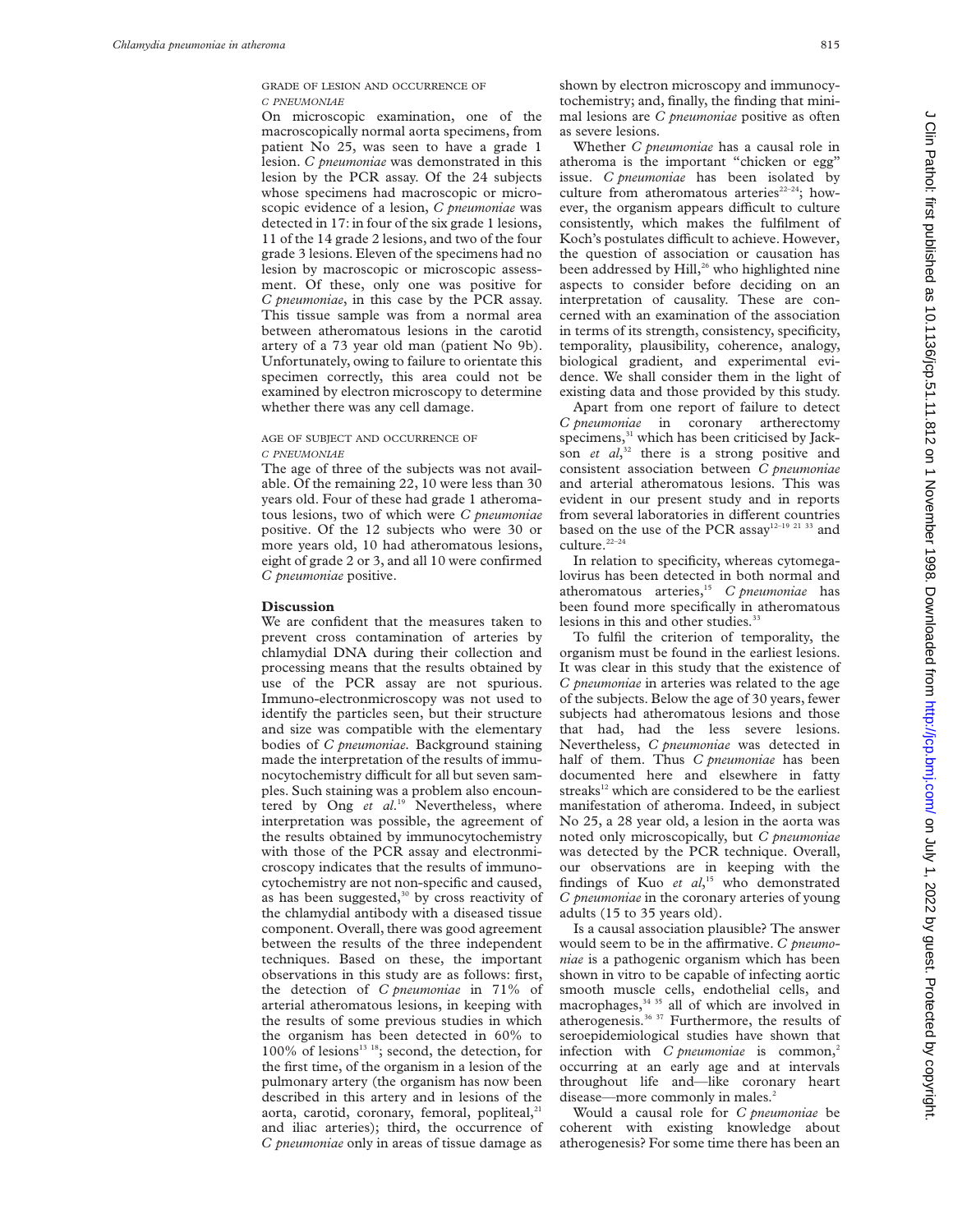### GRADE OF LESION AND OCCURRENCE OF *C PNEUMONIAE*

On microscopic examination, one of the macroscopically normal aorta specimens, from patient No 25, was seen to have a grade 1 lesion. *C pneumoniae* was demonstrated in this lesion by the PCR assay. Of the 24 subjects whose specimens had macroscopic or microscopic evidence of a lesion, *C pneumoniae* was detected in 17: in four of the six grade 1 lesions, 11 of the 14 grade 2 lesions, and two of the four grade 3 lesions. Eleven of the specimens had no lesion by macroscopic or microscopic assessment. Of these, only one was positive for *C pneumoniae*, in this case by the PCR assay. This tissue sample was from a normal area between atheromatous lesions in the carotid artery of a 73 year old man (patient No 9b). Unfortunately, owing to failure to orientate this specimen correctly, this area could not be examined by electron microscopy to determine whether there was any cell damage.

### AGE OF SUBJECT AND OCCURRENCE OF *C PNEUMONIAE*

The age of three of the subjects was not available. Of the remaining 22, 10 were less than 30 years old. Four of these had grade 1 atheromatous lesions, two of which were *C pneumoniae* positive. Of the 12 subjects who were 30 or more years old, 10 had atheromatous lesions, eight of grade 2 or 3, and all 10 were confirmed *C pneumoniae* positive.

## Discussion

We are confident that the measures taken to prevent cross contamination of arteries by chlamydial DNA during their collection and processing means that the results obtained by use of the PCR assay are not spurious. Immuno-electronmicroscopy was not used to identify the particles seen, but their structure and size was compatible with the elementary bodies of *C pneumoniae*. Background staining made the interpretation of the results of immunocytochemistry difficult for all but seven samples. Such staining was a problem also encountered by Ong *et al*.[19] Nevertheless, where interpretation was possible, the agreement of the results obtained by immunocytochemistry with those of the PCR assay and electronmicroscopy indicates that the results of immunocytochemistry are not non-specific and caused, as has been suggested,[30] by cross reactivity of the chlamydial antibody with a diseased tissue component. Overall, there was good agreement between the results of the three independent techniques. Based on these, the important observations in this study are as follows: first, the detection of *C pneumoniae* in 71% of arterial atheromatous lesions, in keeping with the results of some previous studies in which the organism has been detected in 60% to 100% of lesions[13 18]; second, the detection, for the first time, of the organism in a lesion of the pulmonary artery (the organism has now been described in this artery and in lesions of the aorta, carotid, coronary, femoral, popliteal,[21] and iliac arteries); third, the occurrence of *C pneumoniae* only in areas of tissue damage as shown by electron microscopy and immunocytochemistry; and, finally, the finding that minimal lesions are *C pneumoniae* positive as often as severe lesions.

Whether *C pneumoniae* has a causal role in atheroma is the important "chicken or egg" issue. *C pneumoniae* has been isolated by culture from atheromatous arteries[22–24]; however, the organism appears difficult to culture consistently, which makes the fulfilment of Koch's postulates difficult to achieve. However, the question of association or causation has been addressed by Hill,[26] who highlighted nine aspects to consider before deciding on an interpretation of causality. These are concerned with an examination of the association in terms of its strength, consistency, specificity, temporality, plausibility, coherence, analogy, biological gradient, and experimental evidence. We shall consider them in the light of existing data and those provided by this study.

Apart from one report of failure to detect *C pneumoniae* in coronary artherectomy specimens,[31] which has been criticised by Jackson *et al*,[32] there is a strong positive and consistent association between *C pneumoniae* and arterial atheromatous lesions. This was evident in our present study and in reports from several laboratories in different countries based on the use of the PCR assay[12–19 21 33] and culture.[22–24]

In relation to specificity, whereas cytomegalovirus has been detected in both normal and atheromatous arteries,[15] *C pneumoniae* has been found more specifically in atheromatous lesions in this and other studies.[33]

To fulfil the criterion of temporality, the organism must be found in the earliest lesions. It was clear in this study that the existence of *C pneumoniae* in arteries was related to the age of the subjects. Below the age of 30 years, fewer subjects had atheromatous lesions and those that had, had the less severe lesions. Nevertheless, *C pneumoniae* was detected in half of them. Thus *C pneumoniae* has been documented here and elsewhere in fatty streaks[12] which are considered to be the earliest manifestation of atheroma. Indeed, in subject No 25, a 28 year old, a lesion in the aorta was noted only microscopically, but *C pneumoniae* was detected by the PCR technique. Overall, our observations are in keeping with the findings of Kuo *et al*,[15] who demonstrated *C pneumoniae* in the coronary arteries of young adults (15 to 35 years old).

Is a causal association plausible? The answer would seem to be in the affirmative. *C pneumoniae* is a pathogenic organism which has been shown in vitro to be capable of infecting aortic smooth muscle cells, endothelial cells, and macrophages,[34 35] all of which are involved in atherogenesis.[36 37] Furthermore, the results of seroepidemiological studies have shown that infection with *C pneumoniae* is common,[2] occurring at an early age and at intervals throughout life and—like coronary heart disease—more commonly in males.[2]

Would a causal role for *C pneumoniae* be coherent with existing knowledge about atherogenesis? For some time there has been an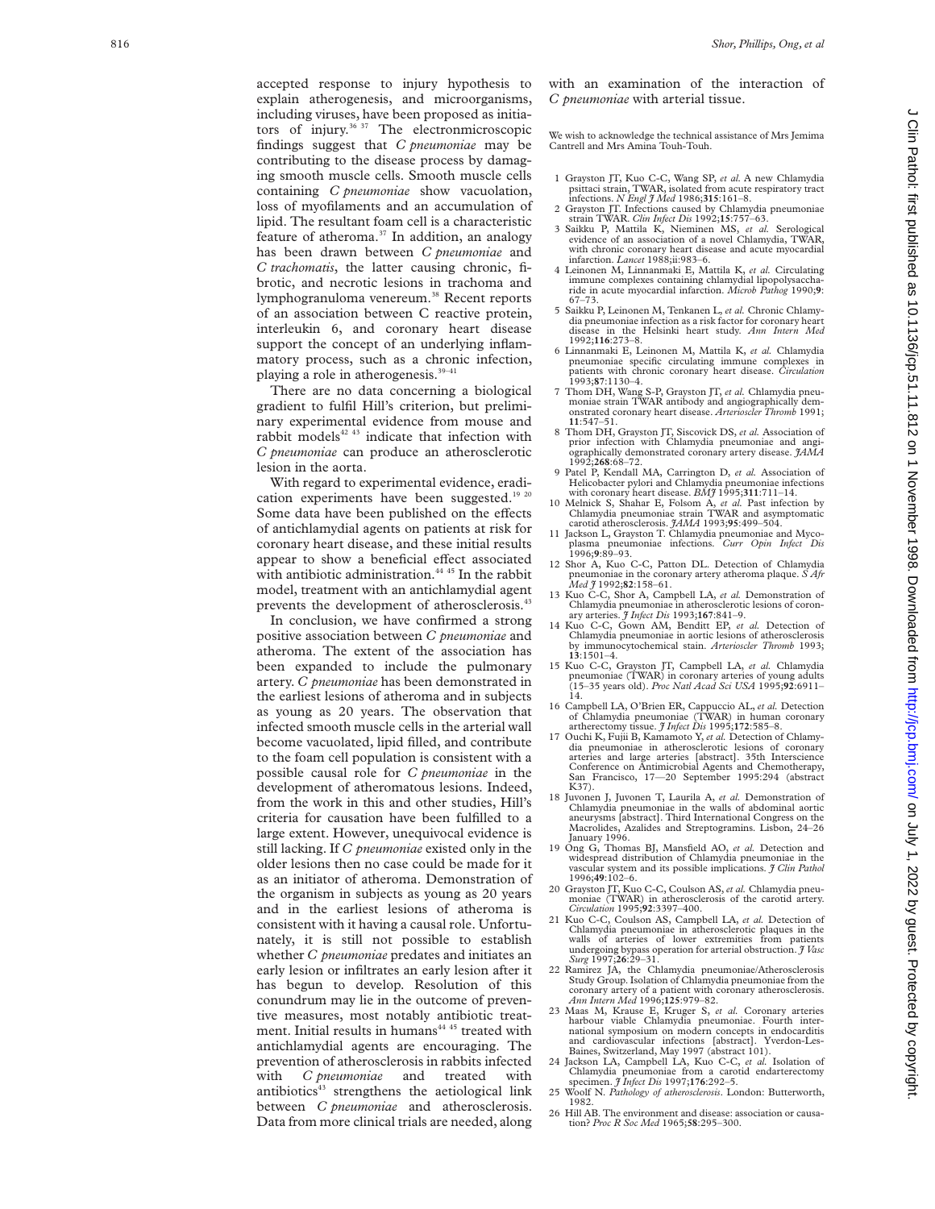accepted response to injury hypothesis to explain atherogenesis, and microorganisms, including viruses, have been proposed as initiators of injury.[36 37] The electronmicroscopic findings suggest that *C pneumoniae* may be contributing to the disease process by damaging smooth muscle cells. Smooth muscle cells containing *C pneumoniae* show vacuolation, loss of myofilaments and an accumulation of lipid. The resultant foam cell is a characteristic feature of atheroma.[37] In addition, an analogy has been drawn between *C pneumoniae* and *C trachomatis*, the latter causing chronic, fibrotic, and necrotic lesions in trachoma and lymphogranuloma venereum.[38] Recent reports of an association between C reactive protein, interleukin 6, and coronary heart disease support the concept of an underlying inflammatory process, such as a chronic infection, playing a role in atherogenesis.[39–41]

There are no data concerning a biological gradient to fulfil Hill's criterion, but preliminary experimental evidence from mouse and rabbit models[42 43] indicate that infection with *C pneumoniae* can produce an atherosclerotic lesion in the aorta.

With regard to experimental evidence, eradication experiments have been suggested.[19 20] Some data have been published on the effects of antichlamydial agents on patients at risk for coronary heart disease, and these initial results appear to show a beneficial effect associated with antibiotic administration.[44 45] In the rabbit model, treatment with an antichlamydial agent prevents the development of atherosclerosis.[43]

In conclusion, we have confirmed a strong positive association between *C pneumoniae* and atheroma. The extent of the association has been expanded to include the pulmonary artery. *C pneumoniae* has been demonstrated in the earliest lesions of atheroma and in subjects as young as 20 years. The observation that infected smooth muscle cells in the arterial wall become vacuolated, lipid filled, and contribute to the foam cell population is consistent with a possible causal role for *C pneumoniae* in the development of atheromatous lesions. Indeed, from the work in this and other studies, Hill's criteria for causation have been fulfilled to a large extent. However, unequivocal evidence is still lacking. If *C pneumoniae* existed only in the older lesions then no case could be made for it as an initiator of atheroma. Demonstration of the organism in subjects as young as 20 years and in the earliest lesions of atheroma is consistent with it having a causal role. Unfortunately, it is still not possible to establish whether *C pneumoniae* predates and initiates an early lesion or infiltrates an early lesion after it has begun to develop. Resolution of this conundrum may lie in the outcome of preventive measures, most notably antibiotic treatment. Initial results in humans[44 45] treated with antichlamydial agents are encouraging. The prevention of atherosclerosis in rabbits infected with *C pneumoniae* and treated with antibiotics[43] strengthens the aetiological link between *C pneumoniae* and atherosclerosis. Data from more clinical trials are needed, along with an examination of the interaction of *C pneumoniae* with arterial tissue.

We wish to acknowledge the technical assistance of Mrs Jemima Cantrell and Mrs Amina Touh-Touh.

1 Grayston JT, Kuo C-C, Wang SP, *et al.* A new Chlamydia psittaci strain, TWAR, isolated from acute respiratory tract infections. *N Engl J Med* 1986;**315**:161–8.
2 Grayston JT. Infections caused by Chlamydia pneumoniae strain TWAR. *Clin Infect Dis* 1992;**15**:757–63.
3 Saikku P, Mattila K, Nieminen MS, *et al.* Serological evidence of an association of a novel Chlamydia, TWAR, with chronic coronary heart disease and acute myocardial infarction. *Lancet* 1988;ii:983–6.
4 Leinonen M, Linnanmaki E, Mattila K, *et al.* Circulating immune complexes containing chlamydial lipopolysaccharide in acute myocardial infarction. *Microb Pathog* 1990;**9**: 67–73.
5 Saikku P, Leinonen M, Tenkanen L, *et al.* Chronic Chlamydia pneumoniae infection as a risk factor for coronary heart disease in the Helsinki heart study. *Ann Intern Med* 1992;**116**:273–8.
6 Linnanmaki E, Leinonen M, Mattila K, *et al.* Chlamydia pneumoniae specific circulating immune complexes in patients with chronic coronary heart disease. *Circulation* 1993;**87**:1130–4.
7 Thom DH, Wang S-P, Grayston JT, *et al.* Chlamydia pneumoniae strain TWAR antibody and angiographically demonstrated coronary heart disease. *Arterioscler Thromb* 1991; **11**:547–51.
8 Thom DH, Grayston JT, Siscovick DS, *et al.* Association of prior infection with Chlamydia pneumoniae and angiographically demonstrated coronary artery disease. *JAMA* 1992;**268**:68–72.
9 Patel P, Kendall MA, Carrington D, *et al.* Association of Helicobacter pylori and Chlamydia pneumoniae infections with coronary heart disease. *BMJ* 1995;**311**:711–14.
10 Melnick S, Shahar E, Folsom A, *et al.* Past infection by Chlamydia pneumoniae strain TWAR and asymptomatic carotid atherosclerosis. *JAMA* 1993;**95**:499–504.
11 Jackson L, Grayston T. Chlamydia pneumoniae and Mycoplasma pneumoniae infections. *Curr Opin Infect Dis* 1996;**9**:89–93.
12 Shor A, Kuo C-C, Patton DL. Detection of Chlamydia pneumoniae in the coronary artery atheroma plaque. *S Afr Med J* 1992;**82**:158–61.
13 Kuo C-C, Shor A, Campbell LA, *et al.* Demonstration of Chlamydia pneumoniae in atherosclerotic lesions of coronary arteries. *J Infect Dis* 1993;**167**:841–9.
14 Kuo C-C, Gown AM, Benditt EP, *et al.* Detection of Chlamydia pneumoniae in aortic lesions of atherosclerosis by immunocytochemical stain. *Arterioscler Thromb* 1993; **13**:1501–4.
15 Kuo C-C, Grayston JT, Campbell LA, *et al.* Chlamydia pneumoniae (TWAR) in coronary arteries of young adults (15–35 years old). *Proc Natl Acad Sci USA* 1995;**92**:6911–14.
16 Campbell LA, O'Brien ER, Cappuccio AL, *et al.* Detection of Chlamydia pneumoniae (TWAR) in human coronary artherectomy tissue. *J Infect Dis* 1995;**172**:585–8.
17 Ouchi K, Fujii B, Kamamoto Y, *et al.* Detection of Chlamydia pneumoniae in atherosclerotic lesions of coronary arteries and large arteries [abstract]. 35th Interscience Conference on Antimicrobial Agents and Chemotherapy, San Francisco, 17—20 September 1995:294 (abstract K37).
18 Juvonen J, Juvonen T, Laurila A, *et al.* Demonstration of Chlamydia pneumoniae in the walls of abdominal aortic aneurysms [abstract]. Third International Congress on the Macrolides, Azalides and Streptogramins. Lisbon, 24–26 January 1996.
19 Ong G, Thomas BJ, Mansfield AO, *et al.* Detection and widespread distribution of Chlamydia pneumoniae in the vascular system and its possible implications. *J Clin Pathol* 1996;**49**:102–6.
20 Grayston JT, Kuo C-C, Coulson AS, *et al.* Chlamydia pneumoniae (TWAR) in atherosclerosis of the carotid artery. *Circulation* 1995;**92**:3397–400.
21 Kuo C-C, Coulson AS, Campbell LA, *et al.* Detection of Chlamydia pneumoniae in atherosclerotic plaques in the walls of arteries of lower extremities from patients undergoing bypass operation for arterial obstruction. *J Vasc Surg* 1997;**26**:29–31.
22 Ramirez JA, the Chlamydia pneumoniae/Atherosclerosis Study Group. Isolation of Chlamydia pneumoniae from the coronary artery of a patient with coronary atherosclerosis. *Ann Intern Med* 1996;**125**:979–82.
23 Maas M, Krause E, Kruger S, *et al.* Coronary arteries harbour viable Chlamydia pneumoniae. Fourth international symposium on modern concepts in endocarditis and cardiovascular infections [abstract]. Yverdon-Les-Baines, Switzerland, May 1997 (abstract 101).
24 Jackson LA, Campbell LA, Kuo C-C, *et al.* Isolation of Chlamydia pneumoniae from a carotid endarterectomy specimen. *J Infect Dis* 1997;**176**:292–5.
25 Woolf N. *Pathology of atherosclerosis*. London: Butterworth, 1982.
26 Hill AB. The environment and disease: association or causation? *Proc R Soc Med* 1965;**58**:295–300.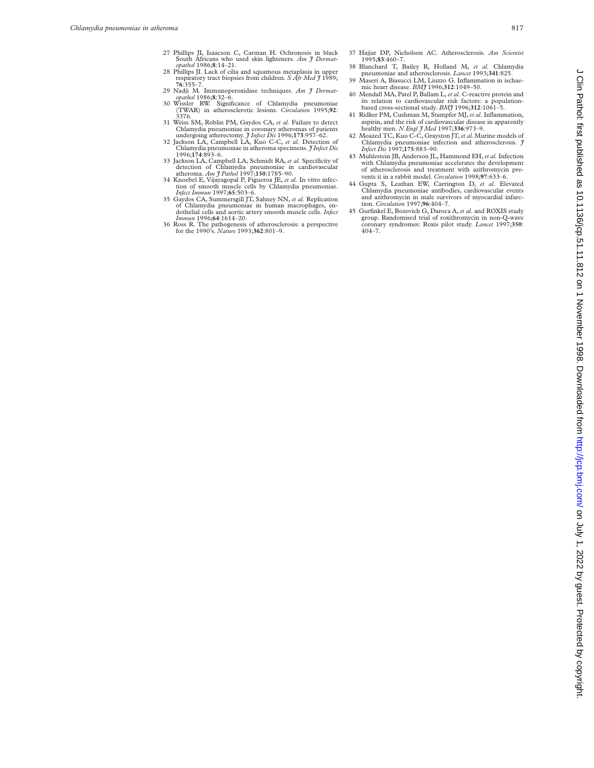27 Phillips JI, Isaacson C, Carman H. Ochronosis in black South Africans who used skin lighteners. *Am J Dermatopathol* 1986;**8**:14–21.

28 Phillips JI. Lack of cilia and squamous metaplasia in upper respiratory tract biopsies from children. *S Afr Med J* 1989; **76**:355–7.

29 Nadji M. Immunoperoxidase techniques. *Am J Dermatopathol* 1986;**8**:32–6.

30 Wissler RW. Significance of Chlamydia pneumoniae (TWAR) in atherosclerotic lesions. *Circulation* 1995;**92**: 3376.

31 Weiss SM, Roblin PM, Gaydos CA, *et al.* Failure to detect Chlamydia pneumoniae in coronary atheromas of patients undergoing atherectomy. *J Infect Dis* 1996;**173**:957–62.

32 Jackson LA, Campbell LA, Kuo C-C, *et al.* Detection of Chlamydia pneumoniae in atheroma specimens. *J Infect Dis* 1996;**174**:893–6.

33 Jackson LA, Campbell LA, Schmidt RA, *et al.* Specificity of detection of Chlamydia pneumoniae in cardiovascular atheroma. *Am J Pathol* 1997;**150**:1785–90.

34 Knoebel E, Vijayagopal P, Figueroa JE, *et al.* In vitro infection of smooth muscle cells by Chlamydia pneumoniae. *Infect Immun* 1997;**65**:503–6.

35 Gaydos CA, Summersgill JT, Sahney NN, *et al.* Replication of Chlamydia pneumoniae in human macrophages, endothelial cells and aortic artery smooth muscle cells. *Infect Immun* 1996;**64**:1614–20.

36 Ross R. The pathogenesis of atherosclerosis: a perspective for the 1990's. *Nature* 1993;**362**:801–9.

37 Hajjar DP, Nicholson AC. Atherosclerosis. *Am Scientist* 1995;**83**:460–7.

38 Blanchard T, Bailey R, Holland M, *et al.* Chlamydia pneumoniae and atherosclerosis. *Lancet* 1993;**341**:825.

39 Maseri A, Biasucci LM, Liuzzo G. Inflammation in ischaemic heart disease. *BMJ* 1996;**312**:1049–50.

40 Mendall MA, Patel P, Ballam L, *et al.* C-reactive protein and its relation to cardiovascular risk factors: a population-based cross-sectional study. *BMJ* 1996;**312**:1061–5.

41 Ridker PM, Cushman M, Stampfer MJ, *et al.* Inflammation, aspirin, and the risk of cardiovascular disease in apparently healthy men. *N Engl J Med* 1997;**336**:973–9.

42 Moazed TC, Kuo C-C, Grayston JT, *et al.* Murine models of Chlamydia pneumoniae infection and atherosclerosis. *J Infect Dis* 1997;**175**:883–90.

43 Muhlestein JB, Anderson JL, Hammond EH, *et al.* Infection with Chlamydia pneumoniae accelerates the development of atherosclerosis and treatment with azithromycin prevents it in a rabbit model. *Circulation* 1998;**97**:633–6.

44 Gupta S, Leathan EW, Carrington D, *et al.* Elevated Chlamydia pneumoniae antibodies, cardiovascular events and azithromycin in male survivors of myocardial infarction. *Circulation* 1997;**96**:404–7.

45 Gurfinkel E, Bozovich G, Daroca A, *et al.* and ROXIS study group. Randomised trial of roxithromycin in non-Q-wave coronary syndromes: Roxis pilot study. *Lancet* 1997;**350**: 404–7.